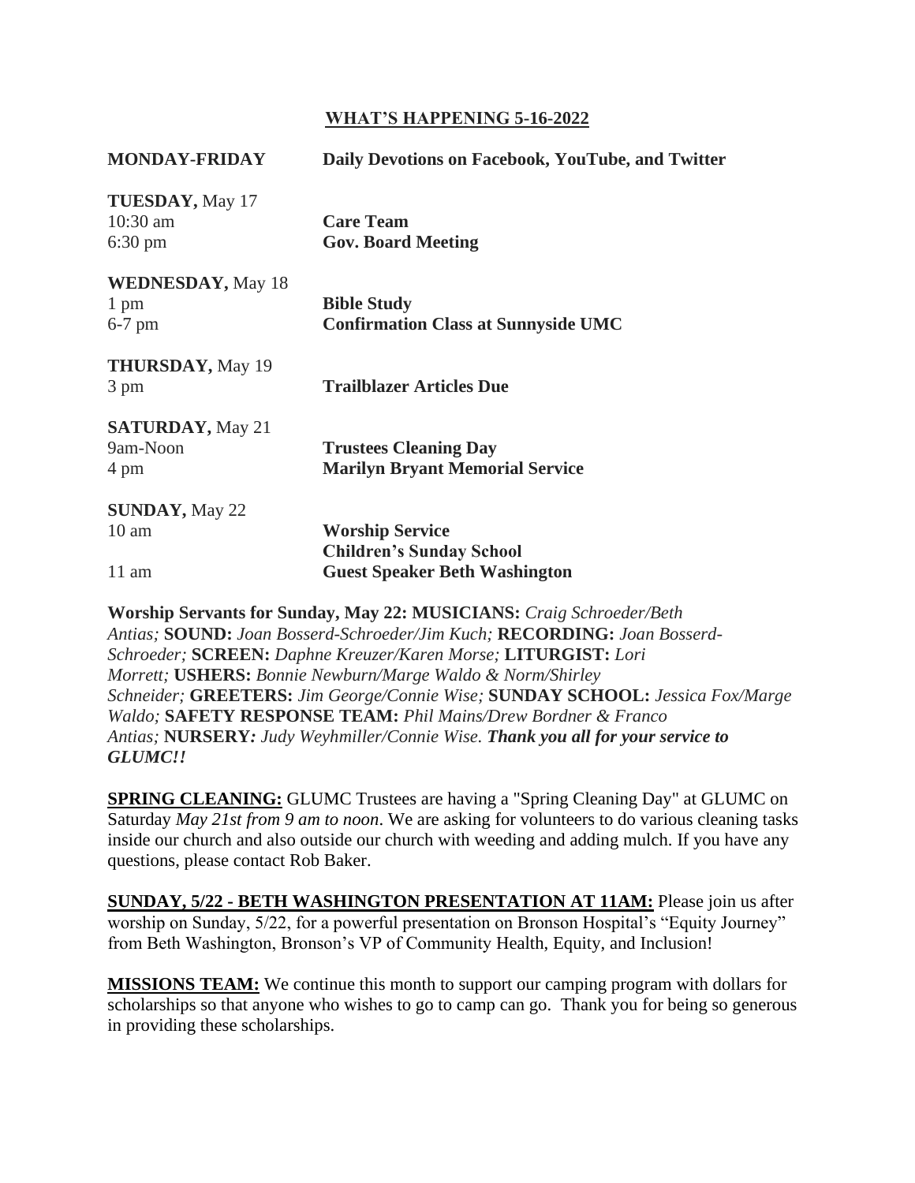## WHAT'S HAPPENING 5-16-2022

**MONDAY-FRIDAY** **Daily Devotions on Facebook, YouTube, and Twitter**

**TUESDAY,** May 17
10:30 am **Care Team**
6:30 pm **Gov. Board Meeting**

**WEDNESDAY,** May 18
1 pm **Bible Study**
6-7 pm **Confirmation Class at Sunnyside UMC**

**THURSDAY,** May 19
3 pm **Trailblazer Articles Due**

**SATURDAY,** May 21
9am-Noon **Trustees Cleaning Day**
4 pm **Marilyn Bryant Memorial Service**

**SUNDAY,** May 22
10 am **Worship Service**
**Children's Sunday School**
11 am **Guest Speaker Beth Washington**

**Worship Servants for Sunday, May 22: MUSICIANS:** *Craig Schroeder/Beth Antias;* **SOUND:** *Joan Bosserd-Schroeder/Jim Kuch;* **RECORDING:** *Joan Bosserd-Schroeder;* **SCREEN:** *Daphne Kreuzer/Karen Morse;* **LITURGIST:** *Lori Morrett;* **USHERS:** *Bonnie Newburn/Marge Waldo & Norm/Shirley Schneider;* **GREETERS:** *Jim George/Connie Wise;* **SUNDAY SCHOOL:** *Jessica Fox/Marge Waldo;* **SAFETY RESPONSE TEAM:** *Phil Mains/Drew Bordner & Franco Antias;* **NURSERY***: Judy Weyhmiller/Connie Wise.* ***Thank you all for your service to GLUMC!!***

**SPRING CLEANING:** GLUMC Trustees are having a "Spring Cleaning Day" at GLUMC on Saturday *May 21st from 9 am to noon*. We are asking for volunteers to do various cleaning tasks inside our church and also outside our church with weeding and adding mulch. If you have any questions, please contact Rob Baker.

**SUNDAY, 5/22 - BETH WASHINGTON PRESENTATION AT 11AM:** Please join us after worship on Sunday, 5/22, for a powerful presentation on Bronson Hospital's "Equity Journey" from Beth Washington, Bronson's VP of Community Health, Equity, and Inclusion!

**MISSIONS TEAM:** We continue this month to support our camping program with dollars for scholarships so that anyone who wishes to go to camp can go. Thank you for being so generous in providing these scholarships.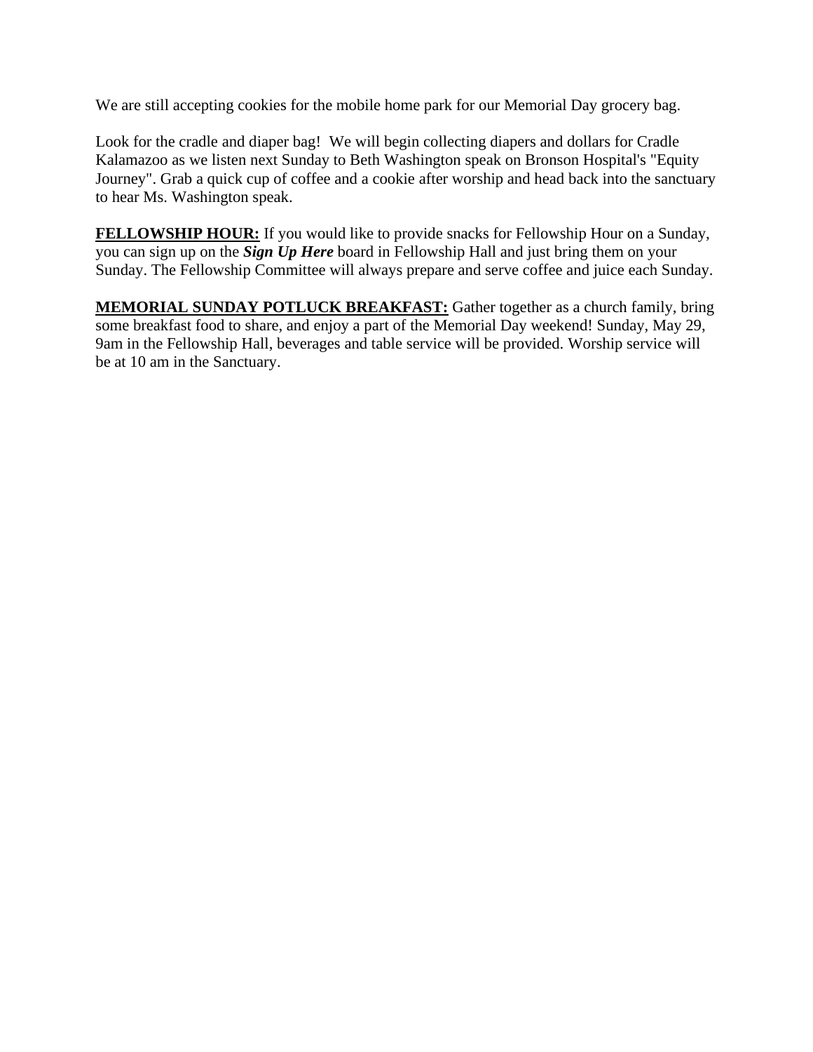We are still accepting cookies for the mobile home park for our Memorial Day grocery bag.

Look for the cradle and diaper bag! We will begin collecting diapers and dollars for Cradle Kalamazoo as we listen next Sunday to Beth Washington speak on Bronson Hospital's "Equity Journey". Grab a quick cup of coffee and a cookie after worship and head back into the sanctuary to hear Ms. Washington speak.

**FELLOWSHIP HOUR:** If you would like to provide snacks for Fellowship Hour on a Sunday, you can sign up on the ***Sign Up Here*** board in Fellowship Hall and just bring them on your Sunday. The Fellowship Committee will always prepare and serve coffee and juice each Sunday.

**MEMORIAL SUNDAY POTLUCK BREAKFAST:** Gather together as a church family, bring some breakfast food to share, and enjoy a part of the Memorial Day weekend! Sunday, May 29, 9am in the Fellowship Hall, beverages and table service will be provided. Worship service will be at 10 am in the Sanctuary.